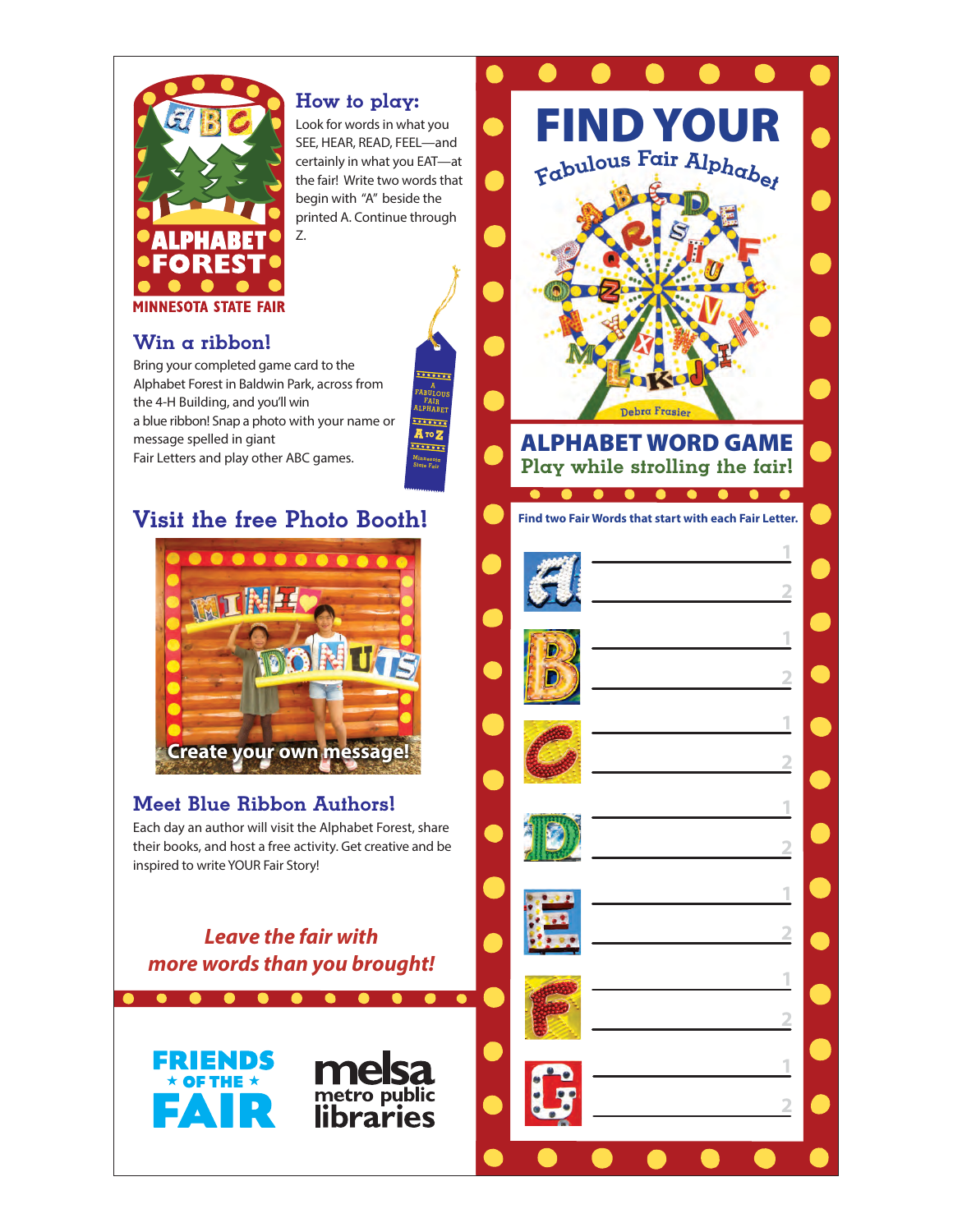ALPHABET FOREST

MINNESOTA STATE FAIR

## How to play:

Look for words in what you SEE, HEAR, READ, FEEL—and certainly in what you EAT—at the fair! Write two words that begin with "A" beside the printed A. Continue through Z.

## Win a ribbon!

Bring your completed game card to the Alphabet Forest in Baldwin Park, across from the 4-H Building, and you'll win a blue ribbon! Snap a photo with your name or message spelled in giant Fair Letters and play other ABC games.

## Visit the free Photo Booth!

Create your own message!

## Meet Blue Ribbon Authors!

Each day an author will visit the Alphabet Forest, share their books, and host a free activity. Get creative and be inspired to write YOUR Fair Story!

***Leave the fair with more words than you brought!***

FRIENDS ★ OF THE ★ FAIR

melsa metro public libraries

# FIND YOUR

*Fabulous Fair Alphabet*

Debra Frasier

## ALPHABET WORD GAME

Play while strolling the fair!

**Find two Fair Words that start with each Fair Letter.**

A
1. ______________________
2. ______________________

B
1. ______________________
2. ______________________

C
1. ______________________
2. ______________________

D
1. ______________________
2. ______________________

E
1. ______________________
2. ______________________

F
1. ______________________
2. ______________________

G
1. ______________________
2. ______________________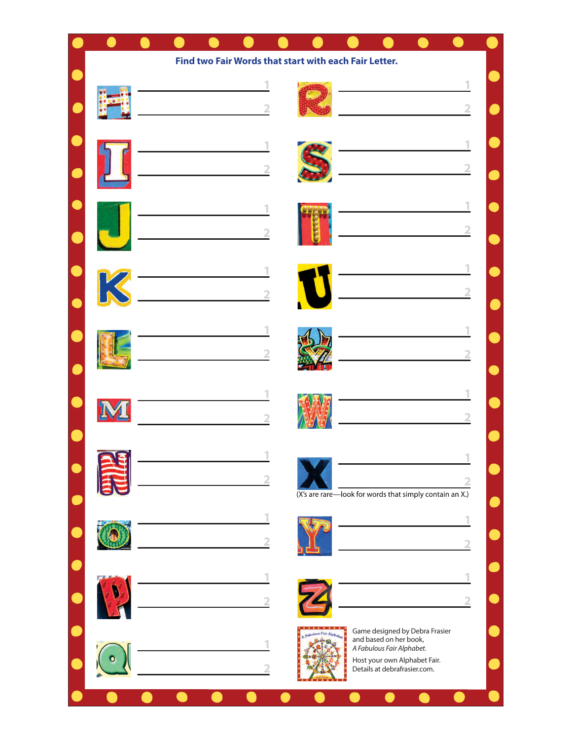**Find two Fair Words that start with each Fair Letter.**

H
1 ____________________
2 ____________________

I
1 ____________________
2 ____________________

J
1 ____________________
2 ____________________

K
1 ____________________
2 ____________________

L
1 ____________________
2 ____________________

M
1 ____________________
2 ____________________

N
1 ____________________
2 ____________________

O
1 ____________________
2 ____________________

P
1 ____________________
2 ____________________

Q
1 ____________________
2 ____________________

R
1 ____________________
2 ____________________

S
1 ____________________
2 ____________________

T
1 ____________________
2 ____________________

U
1 ____________________
2 ____________________

V
1 ____________________
2 ____________________

W
1 ____________________
2 ____________________

X
1 ____________________
2 ____________________

(X's are rare—look for words that simply contain an X.)

Y
1 ____________________
2 ____________________

Z
1 ____________________
2 ____________________

Game designed by Debra Frasier and based on her book, *A Fabulous Fair Alphabet.*

Host your own Alphabet Fair. Details at debrafrasier.com.